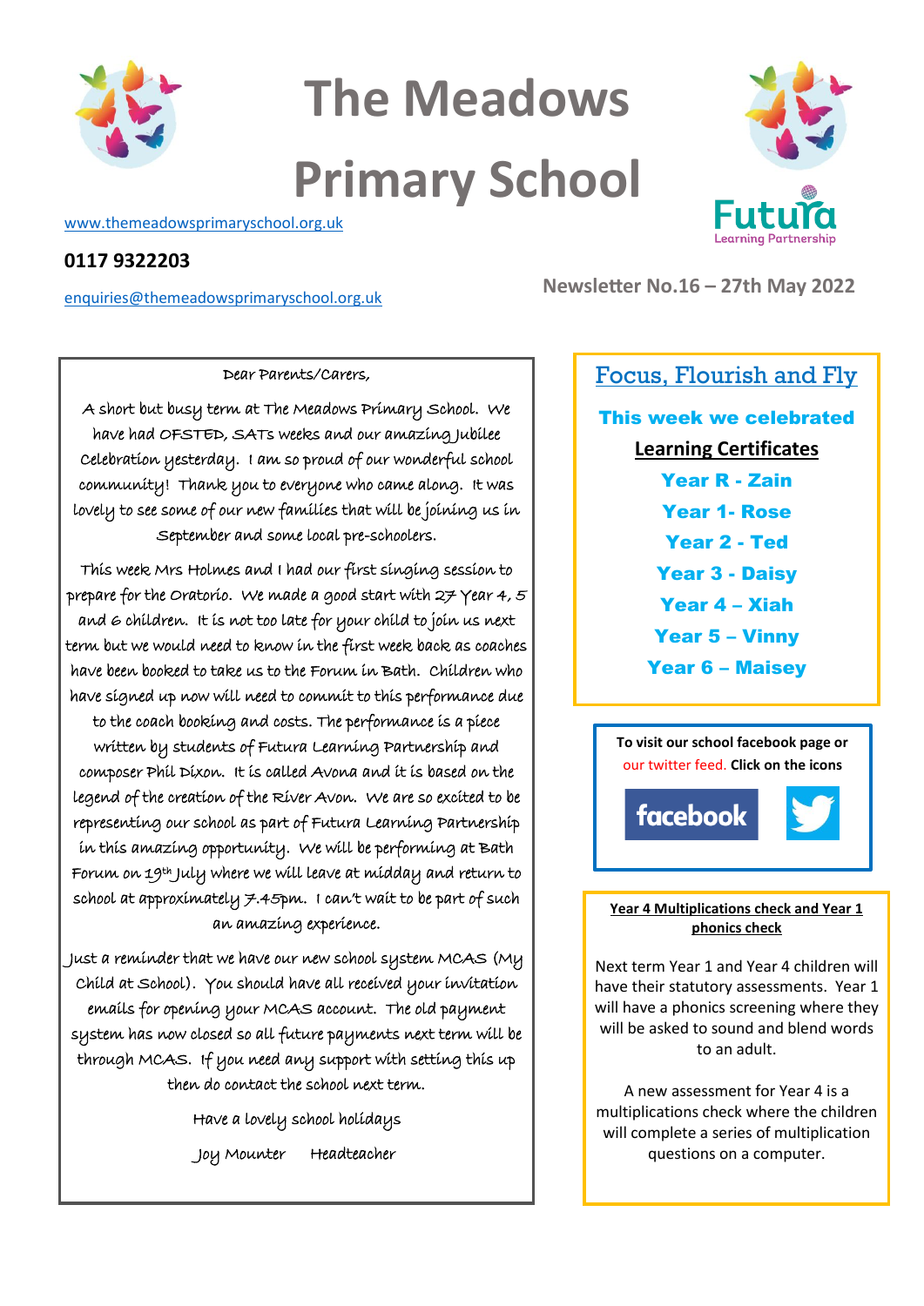# The Meadows Primary School

www.themeadowsprimaryschool.org.uk

**0117 9322203**

enquiries@themeadowsprimaryschool.org.uk

Futura Learning Partnership

**Newsletter No.16 – 27th May 2022**

Dear Parents/Carers,

A short but busy term at The Meadows Primary School. We have had OFSTED, SATs weeks and our amazing Jubilee Celebration yesterday. I am so proud of our wonderful school community! Thank you to everyone who came along. It was lovely to see some of our new families that will be joining us in September and some local pre-schoolers.

This week Mrs Holmes and I had our first singing session to prepare for the Oratorio. We made a good start with 27 Year 4, 5 and 6 children. It is not too late for your child to join us next term but we would need to know in the first week back as coaches have been booked to take us to the Forum in Bath. Children who have signed up now will need to commit to this performance due to the coach booking and costs. The performance is a piece written by students of Futura Learning Partnership and composer Phil Dixon. It is called Avona and it is based on the legend of the creation of the River Avon. We are so excited to be representing our school as part of Futura Learning Partnership in this amazing opportunity. We will be performing at Bath Forum on 19th July where we will leave at midday and return to school at approximately 7.45pm. I can't wait to be part of such an amazing experience.

Just a reminder that we have our new school system MCAS (My Child at School). You should have all received your invitation emails for opening your MCAS account. The old payment system has now closed so all future payments next term will be through MCAS. If you need any support with setting this up then do contact the school next term.

Have a lovely school holidays

Joy Mounter Headteacher

## Focus, Flourish and Fly

**This week we celebrated**

**Learning Certificates**

**Year R - Zain**

**Year 1- Rose**

**Year 2 - Ted**

**Year 3 - Daisy**

**Year 4 – Xiah**

**Year 5 – Vinny**

**Year 6 – Maisey**

**To visit our school facebook page or** our twitter feed. **Click on the icons**

facebook

**Year 4 Multiplications check and Year 1 phonics check**

Next term Year 1 and Year 4 children will have their statutory assessments. Year 1 will have a phonics screening where they will be asked to sound and blend words to an adult.

A new assessment for Year 4 is a multiplications check where the children will complete a series of multiplication questions on a computer.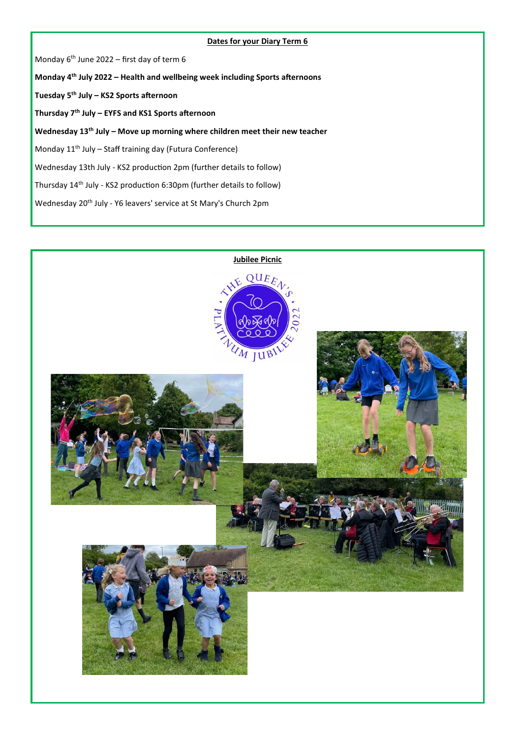## Dates for your Diary Term 6

Monday 6th June 2022 – first day of term 6

**Monday 4th July 2022 – Health and wellbeing week including Sports afternoons**

**Tuesday 5th July – KS2 Sports afternoon**

**Thursday 7th July – EYFS and KS1 Sports afternoon**

**Wednesday 13th July – Move up morning where children meet their new teacher**

Monday 11th July – Staff training day (Futura Conference)

Wednesday 13th July - KS2 production 2pm (further details to follow)

Thursday 14th July - KS2 production 6:30pm (further details to follow)

Wednesday 20th July - Y6 leavers' service at St Mary's Church 2pm

## Jubilee Picnic